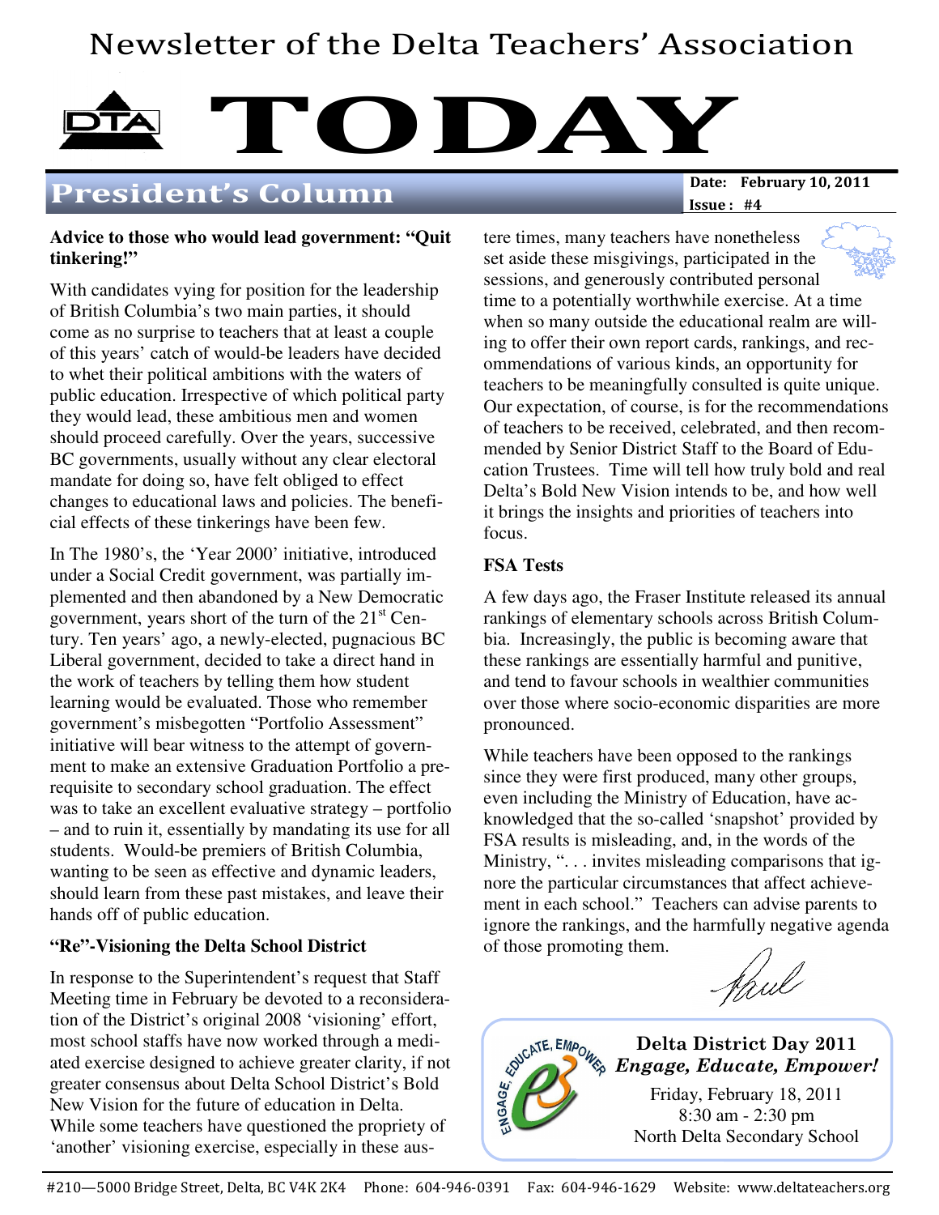# Newsletter of the Delta Teachers' Association

# TODAY

## President's Column

**Date: February 10, 2011**
**Issue: #4**

**Advice to those who would lead government: "Quit tinkering!"**

With candidates vying for position for the leadership of British Columbia's two main parties, it should come as no surprise to teachers that at least a couple of this years' catch of would-be leaders have decided to whet their political ambitions with the waters of public education. Irrespective of which political party they would lead, these ambitious men and women should proceed carefully. Over the years, successive BC governments, usually without any clear electoral mandate for doing so, have felt obliged to effect changes to educational laws and policies. The beneficial effects of these tinkerings have been few.

In The 1980's, the 'Year 2000' initiative, introduced under a Social Credit government, was partially implemented and then abandoned by a New Democratic government, years short of the turn of the 21st Century. Ten years' ago, a newly-elected, pugnacious BC Liberal government, decided to take a direct hand in the work of teachers by telling them how student learning would be evaluated. Those who remember government's misbegotten "Portfolio Assessment" initiative will bear witness to the attempt of government to make an extensive Graduation Portfolio a prerequisite to secondary school graduation. The effect was to take an excellent evaluative strategy – portfolio – and to ruin it, essentially by mandating its use for all students. Would-be premiers of British Columbia, wanting to be seen as effective and dynamic leaders, should learn from these past mistakes, and leave their hands off of public education.

**"Re"-Visioning the Delta School District**

In response to the Superintendent's request that Staff Meeting time in February be devoted to a reconsideration of the District's original 2008 'visioning' effort, most school staffs have now worked through a mediated exercise designed to achieve greater clarity, if not greater consensus about Delta School District's Bold New Vision for the future of education in Delta. While some teachers have questioned the propriety of 'another' visioning exercise, especially in these austere times, many teachers have nonetheless set aside these misgivings, participated in the sessions, and generously contributed personal time to a potentially worthwhile exercise. At a time when so many outside the educational realm are willing to offer their own report cards, rankings, and recommendations of various kinds, an opportunity for teachers to be meaningfully consulted is quite unique. Our expectation, of course, is for the recommendations of teachers to be received, celebrated, and then recommended by Senior District Staff to the Board of Education Trustees. Time will tell how truly bold and real Delta's Bold New Vision intends to be, and how well it brings the insights and priorities of teachers into focus.

**FSA Tests**

A few days ago, the Fraser Institute released its annual rankings of elementary schools across British Columbia. Increasingly, the public is becoming aware that these rankings are essentially harmful and punitive, and tend to favour schools in wealthier communities over those where socio-economic disparities are more pronounced.

While teachers have been opposed to the rankings since they were first produced, many other groups, even including the Ministry of Education, have acknowledged that the so-called 'snapshot' provided by FSA results is misleading, and, in the words of the Ministry, ". . . invites misleading comparisons that ignore the particular circumstances that affect achievement in each school." Teachers can advise parents to ignore the rankings, and the harmfully negative agenda of those promoting them.

Paul

**Delta District Day 2011**
***Engage, Educate, Empower!***

Friday, February 18, 2011
8:30 am - 2:30 pm
North Delta Secondary School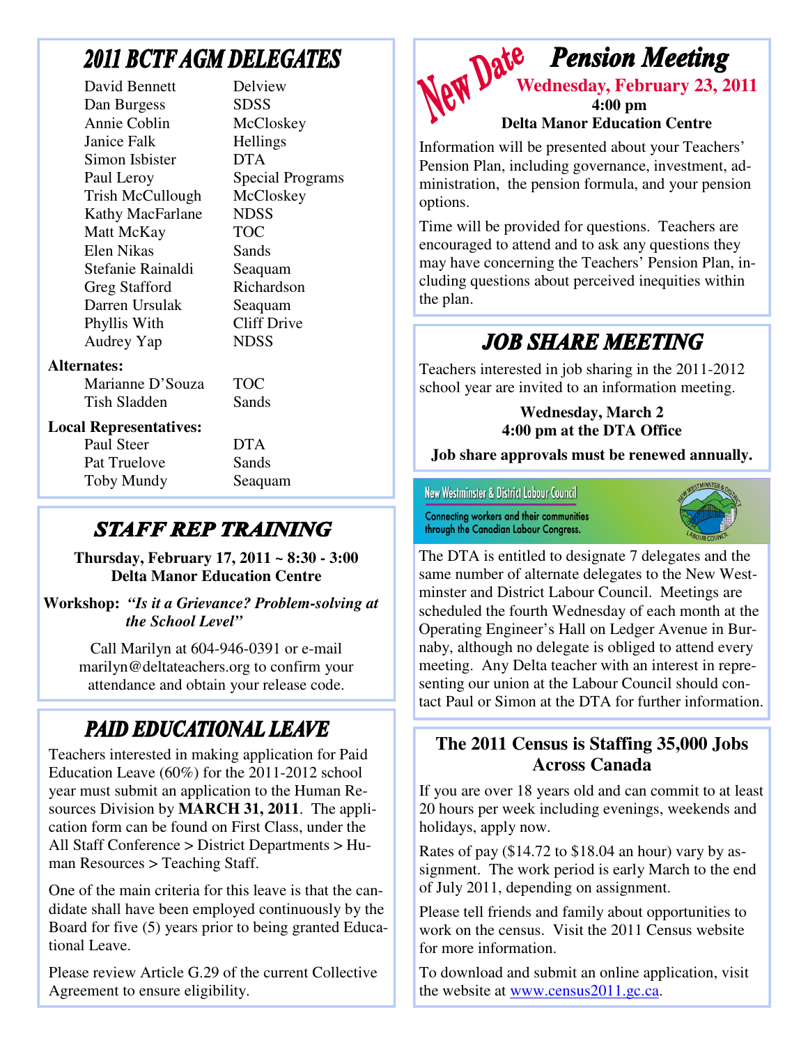## 2011 BCTF AGM DELEGATES

| | |
|---|---|
| David Bennett | Delview |
| Dan Burgess | SDSS |
| Annie Coblin | McCloskey |
| Janice Falk | Hellings |
| Simon Isbister | DTA |
| Paul Leroy | Special Programs |
| Trish McCullough | McCloskey |
| Kathy MacFarlane | NDSS |
| Matt McKay | TOC |
| Elen Nikas | Sands |
| Stefanie Rainaldi | Seaquam |
| Greg Stafford | Richardson |
| Darren Ursulak | Seaquam |
| Phyllis With | Cliff Drive |
| Audrey Yap | NDSS |

**Alternates:**

| | |
|---|---|
| Marianne D'Souza | TOC |
| Tish Sladden | Sands |

**Local Representatives:**

| | |
|---|---|
| Paul Steer | DTA |
| Pat Truelove | Sands |
| Toby Mundy | Seaquam |

## STAFF REP TRAINING

**Thursday, February 17, 2011 ~ 8:30 - 3:00**
**Delta Manor Education Centre**

**Workshop:** ***"Is it a Grievance? Problem-solving at the School Level"***

Call Marilyn at 604-946-0391 or e-mail marilyn@deltateachers.org to confirm your attendance and obtain your release code.

## PAID EDUCATIONAL LEAVE

Teachers interested in making application for Paid Education Leave (60%) for the 2011-2012 school year must submit an application to the Human Resources Division by **MARCH 31, 2011**. The application form can be found on First Class, under the All Staff Conference > District Departments > Human Resources > Teaching Staff.

One of the main criteria for this leave is that the candidate shall have been employed continuously by the Board for five (5) years prior to being granted Educational Leave.

Please review Article G.29 of the current Collective Agreement to ensure eligibility.

## Pension Meeting

New Date

**Wednesday, February 23, 2011**
**4:00 pm**
**Delta Manor Education Centre**

Information will be presented about your Teachers' Pension Plan, including governance, investment, administration, the pension formula, and your pension options.

Time will be provided for questions. Teachers are encouraged to attend and to ask any questions they may have concerning the Teachers' Pension Plan, including questions about perceived inequities within the plan.

## JOB SHARE MEETING

Teachers interested in job sharing in the 2011-2012 school year are invited to an information meeting.

**Wednesday, March 2**
**4:00 pm at the DTA Office**

**Job share approvals must be renewed annually.**

New Westminster & District Labour Council
Connecting workers and their communities through the Canadian Labour Congress.

The DTA is entitled to designate 7 delegates and the same number of alternate delegates to the New Westminster and District Labour Council. Meetings are scheduled the fourth Wednesday of each month at the Operating Engineer's Hall on Ledger Avenue in Burnaby, although no delegate is obliged to attend every meeting. Any Delta teacher with an interest in representing our union at the Labour Council should contact Paul or Simon at the DTA for further information.

## The 2011 Census is Staffing 35,000 Jobs Across Canada

If you are over 18 years old and can commit to at least 20 hours per week including evenings, weekends and holidays, apply now.

Rates of pay ($14.72 to $18.04 an hour) vary by assignment. The work period is early March to the end of July 2011, depending on assignment.

Please tell friends and family about opportunities to work on the census. Visit the 2011 Census website for more information.

To download and submit an online application, visit the website at www.census2011.gc.ca.